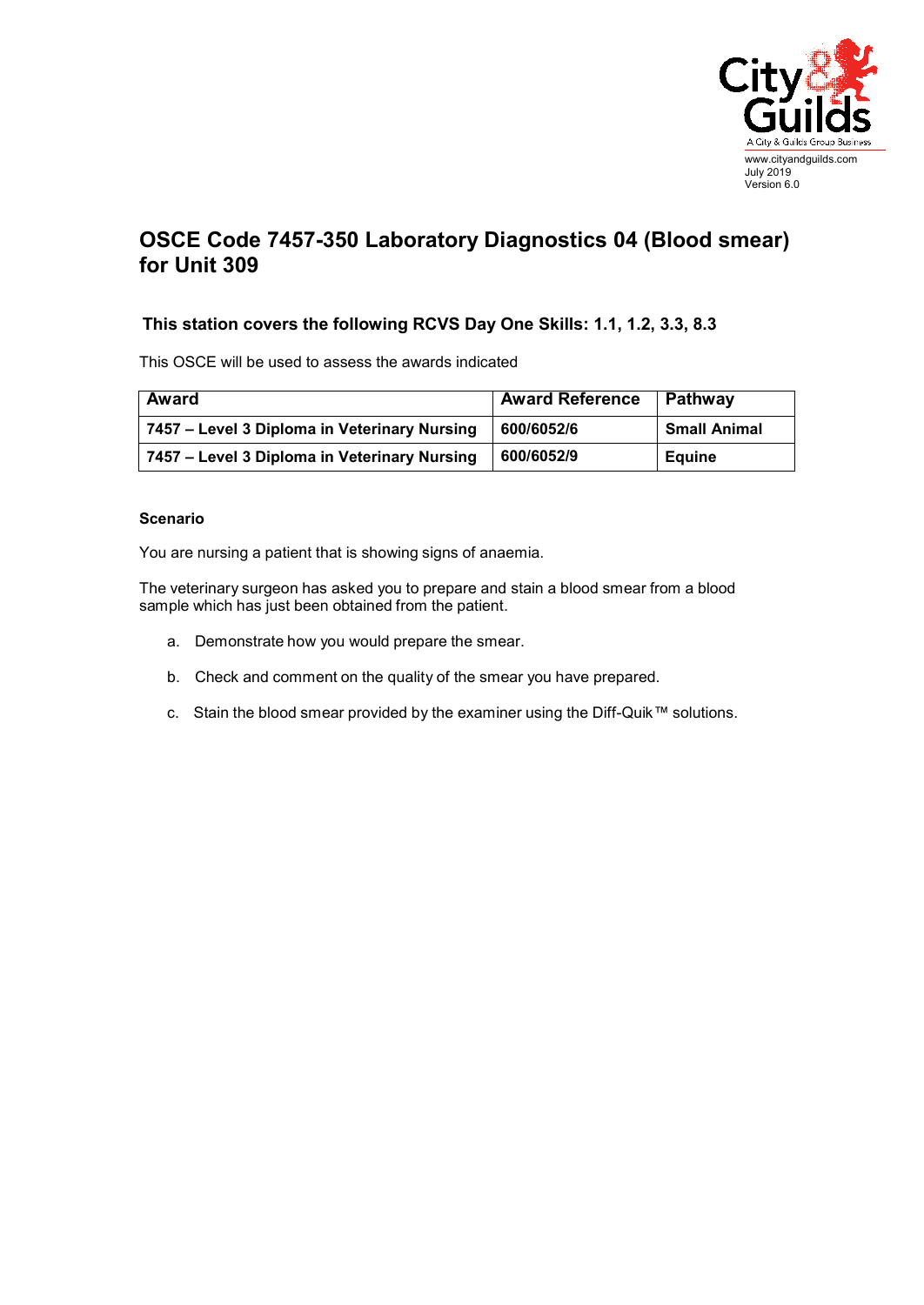www.cityandguilds.com
July 2019
Version 6.0

# OSCE Code 7457-350 Laboratory Diagnostics 04 (Blood smear) for Unit 309

### This station covers the following RCVS Day One Skills: 1.1, 1.2, 3.3, 8.3

This OSCE will be used to assess the awards indicated

| Award | Award Reference | Pathway |
| --- | --- | --- |
| **7457 – Level 3 Diploma in Veterinary Nursing** | **600/6052/6** | **Small Animal** |
| **7457 – Level 3 Diploma in Veterinary Nursing** | **600/6052/9** | **Equine** |

**Scenario**

You are nursing a patient that is showing signs of anaemia.

The veterinary surgeon has asked you to prepare and stain a blood smear from a blood sample which has just been obtained from the patient.

a. Demonstrate how you would prepare the smear.

b. Check and comment on the quality of the smear you have prepared.

c. Stain the blood smear provided by the examiner using the Diff-Quik™ solutions.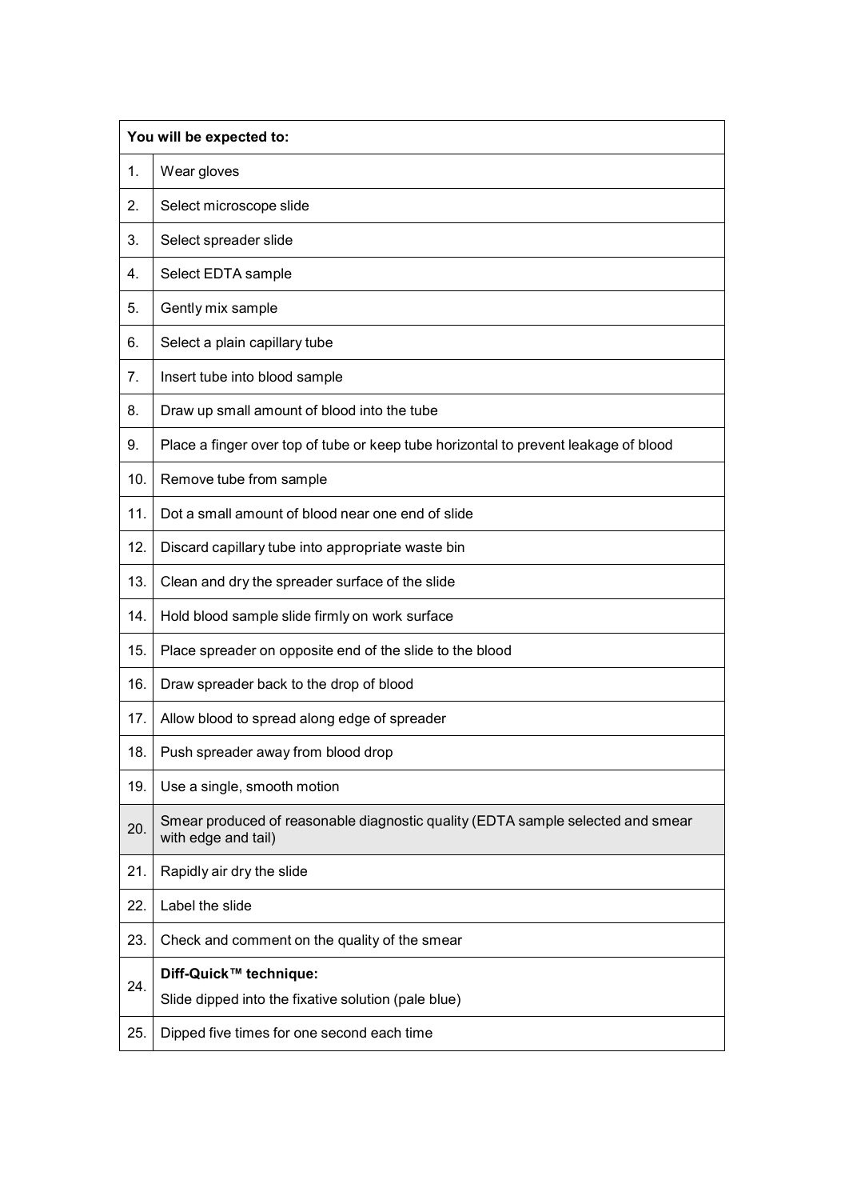| You will be expected to: | |
|---|---|
| 1. | Wear gloves |
| 2. | Select microscope slide |
| 3. | Select spreader slide |
| 4. | Select EDTA sample |
| 5. | Gently mix sample |
| 6. | Select a plain capillary tube |
| 7. | Insert tube into blood sample |
| 8. | Draw up small amount of blood into the tube |
| 9. | Place a finger over top of tube or keep tube horizontal to prevent leakage of blood |
| 10. | Remove tube from sample |
| 11. | Dot a small amount of blood near one end of slide |
| 12. | Discard capillary tube into appropriate waste bin |
| 13. | Clean and dry the spreader surface of the slide |
| 14. | Hold blood sample slide firmly on work surface |
| 15. | Place spreader on opposite end of the slide to the blood |
| 16. | Draw spreader back to the drop of blood |
| 17. | Allow blood to spread along edge of spreader |
| 18. | Push spreader away from blood drop |
| 19. | Use a single, smooth motion |
| 20. | Smear produced of reasonable diagnostic quality (EDTA sample selected and smear with edge and tail) |
| 21. | Rapidly air dry the slide |
| 22. | Label the slide |
| 23. | Check and comment on the quality of the smear |
| 24. | **Diff-Quick™ technique:** Slide dipped into the fixative solution (pale blue) |
| 25. | Dipped five times for one second each time |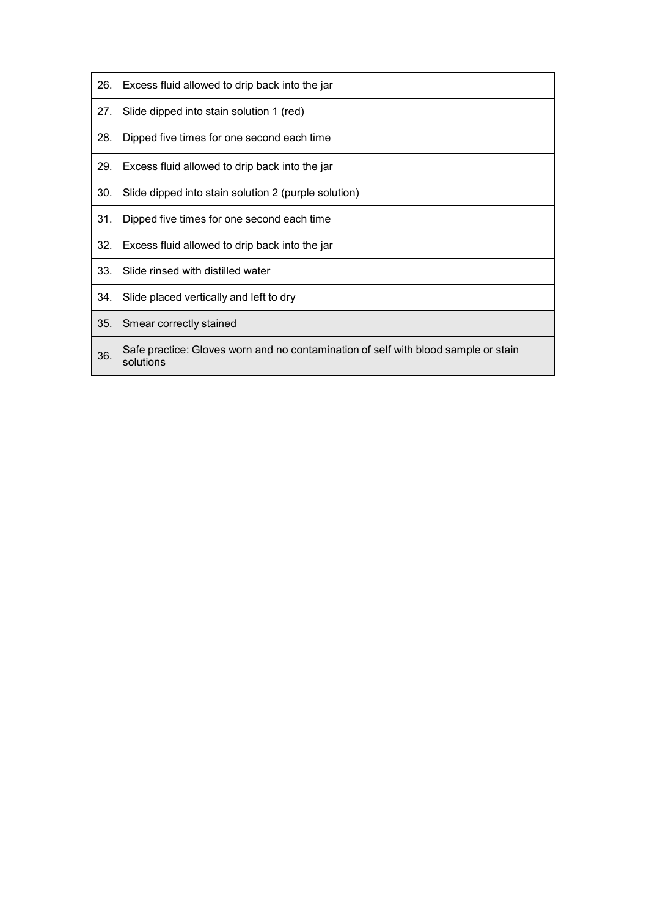| | |
|---|---|
| 26. | Excess fluid allowed to drip back into the jar |
| 27. | Slide dipped into stain solution 1 (red) |
| 28. | Dipped five times for one second each time |
| 29. | Excess fluid allowed to drip back into the jar |
| 30. | Slide dipped into stain solution 2 (purple solution) |
| 31. | Dipped five times for one second each time |
| 32. | Excess fluid allowed to drip back into the jar |
| 33. | Slide rinsed with distilled water |
| 34. | Slide placed vertically and left to dry |
| 35. | Smear correctly stained |
| 36. | Safe practice: Gloves worn and no contamination of self with blood sample or stain solutions |